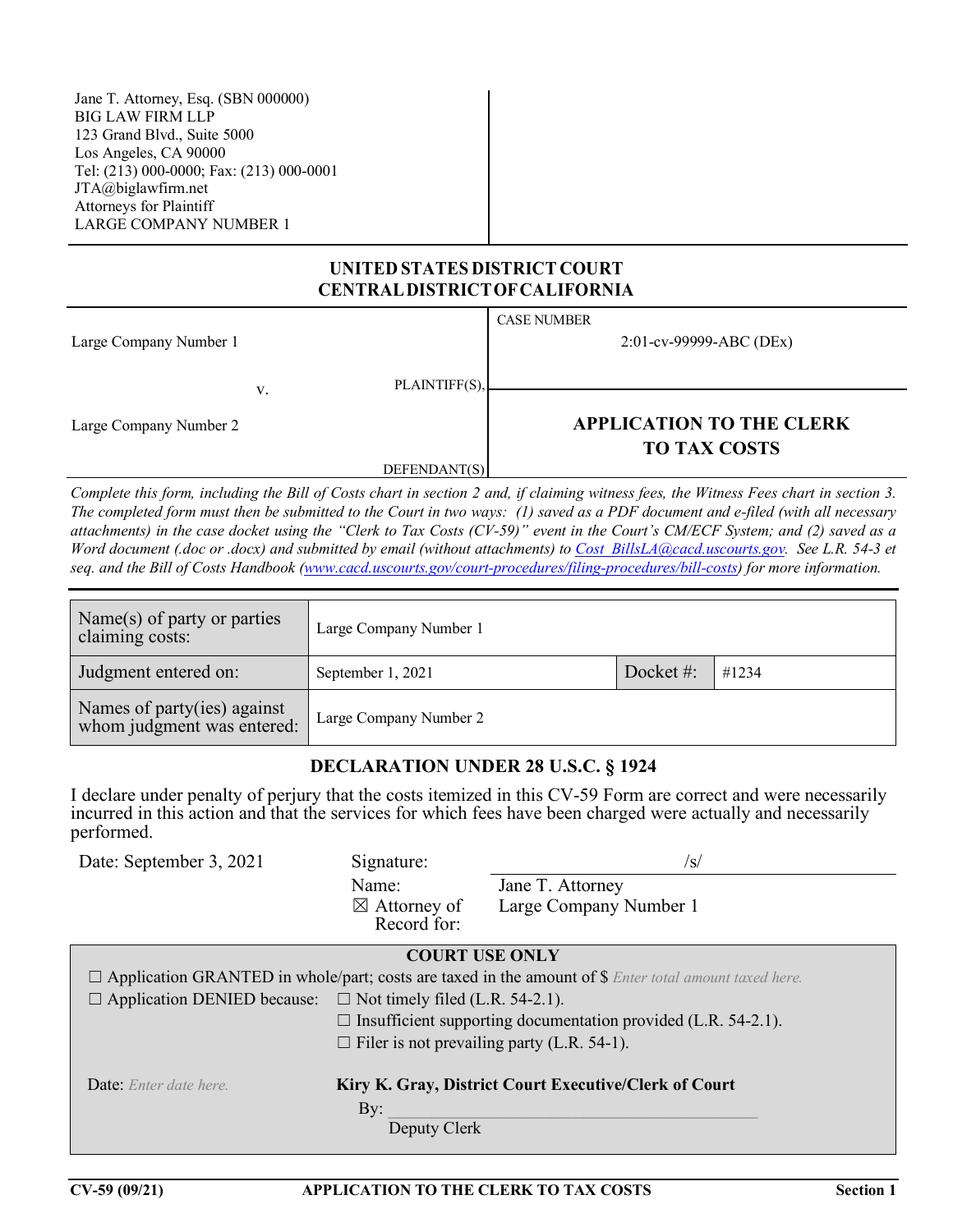Jane T. Attorney, Esq. (SBN 000000)
BIG LAW FIRM LLP
123 Grand Blvd., Suite 5000
Los Angeles, CA 90000
Tel: (213) 000-0000; Fax: (213) 000-0001
JTA@biglawfirm.net
Attorneys for Plaintiff
LARGE COMPANY NUMBER 1

## UNITED STATES DISTRICT COURT
## CENTRAL DISTRICT OF CALIFORNIA

| | |
|---|---|
| Large Company Number 1<br><br>PLAINTIFF(S),<br><br>v.<br><br>Large Company Number 2<br><br>DEFENDANT(S) | CASE NUMBER<br>2:01-cv-99999-ABC (DEx)<br><br>**APPLICATION TO THE CLERK TO TAX COSTS** |

*Complete this form, including the Bill of Costs chart in section 2 and, if claiming witness fees, the Witness Fees chart in section 3. The completed form must then be submitted to the Court in two ways: (1) saved as a PDF document and e-filed (with all necessary attachments) in the case docket using the "Clerk to Tax Costs (CV-59)" event in the Court's CM/ECF System; and (2) saved as a Word document (.doc or .docx) and submitted by email (without attachments) to Cost_BillsLA@cacd.uscourts.gov. See L.R. 54-3 et seq. and the Bill of Costs Handbook (www.cacd.uscourts.gov/court-procedures/filing-procedures/bill-costs) for more information.*

| | | | |
|---|---|---|---|
| Name(s) of party or parties claiming costs: | Large Company Number 1 | | |
| Judgment entered on: | September 1, 2021 | Docket #: | #1234 |
| Names of party(ies) against whom judgment was entered: | Large Company Number 2 | | |

### DECLARATION UNDER 28 U.S.C. § 1924

I declare under penalty of perjury that the costs itemized in this CV-59 Form are correct and were necessarily incurred in this action and that the services for which fees have been charged were actually and necessarily performed.

Date: September 3, 2021

Signature: /s/

Name: Jane T. Attorney

☒ Attorney of Record for: Large Company Number 1

**COURT USE ONLY**

☐ Application GRANTED in whole/part; costs are taxed in the amount of $ *Enter total amount taxed here.*

☐ Application DENIED because:
- ☐ Not timely filed (L.R. 54-2.1).
- ☐ Insufficient supporting documentation provided (L.R. 54-2.1).
- ☐ Filer is not prevailing party (L.R. 54-1).

Date: *Enter date here.*

**Kiry K. Gray, District Court Executive/Clerk of Court**

By: ____________________________

Deputy Clerk

CV-59 (09/21) APPLICATION TO THE CLERK TO TAX COSTS Section 1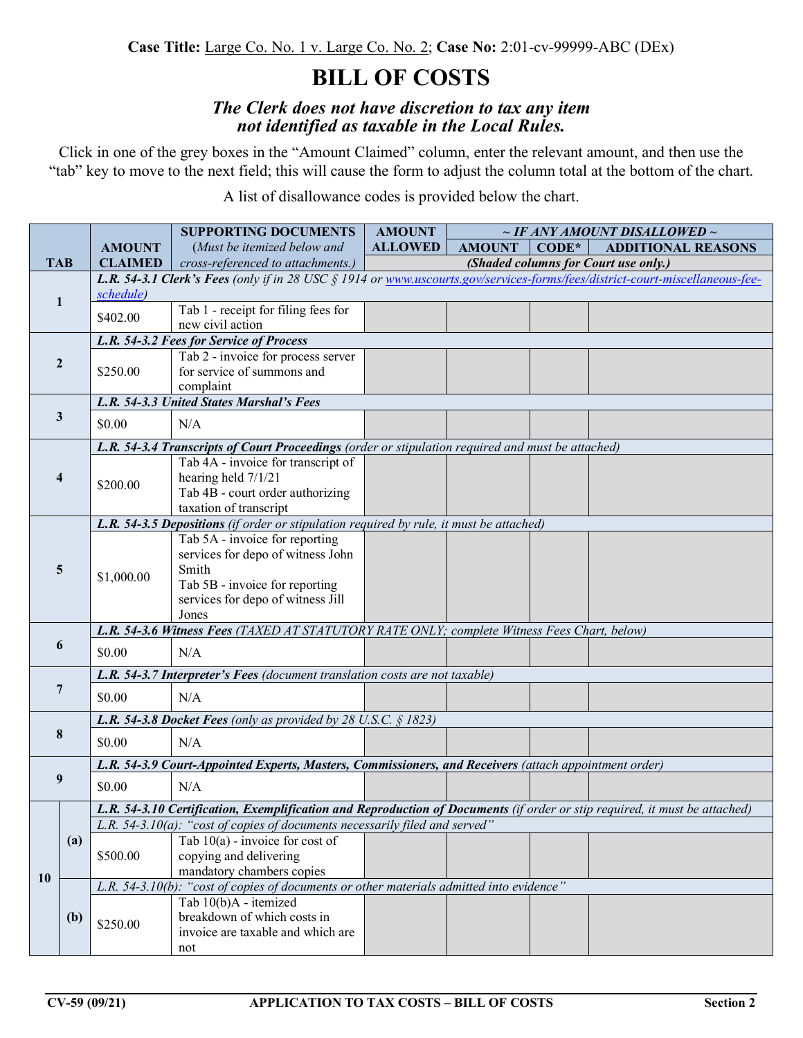**Case Title:** Large Co. No. 1 v. Large Co. No. 2; **Case No:** 2:01-cv-99999-ABC (DEx)

# BILL OF COSTS

### *The Clerk does not have discretion to tax any item not identified as taxable in the Local Rules.*

Click in one of the grey boxes in the "Amount Claimed" column, enter the relevant amount, and then use the "tab" key to move to the next field; this will cause the form to adjust the column total at the bottom of the chart.

A list of disallowance codes is provided below the chart.

| TAB | | AMOUNT CLAIMED | SUPPORTING DOCUMENTS (*Must be itemized below and cross-referenced to attachments.*) | AMOUNT ALLOWED | ~ IF ANY AMOUNT DISALLOWED ~ AMOUNT | CODE* | ADDITIONAL REASONS |
|---|---|---|---|---|---|---|---|
| | | | | *(Shaded columns for Court use only.)* | | | |
| 1 | | ***L.R. 54-3.1 Clerk's Fees*** *(only if in 28 USC § 1914 or www.uscourts.gov/services-forms/fees/district-court-miscellaneous-fee-schedule)* | | | | | |
| | | $402.00 | Tab 1 - receipt for filing fees for new civil action | | | | |
| 2 | | ***L.R. 54-3.2 Fees for Service of Process*** | | | | | |
| | | $250.00 | Tab 2 - invoice for process server for service of summons and complaint | | | | |
| 3 | | ***L.R. 54-3.3 United States Marshal's Fees*** | | | | | |
| | | $0.00 | N/A | | | | |
| 4 | | ***L.R. 54-3.4 Transcripts of Court Proceedings*** *(order or stipulation required and must be attached)* | | | | | |
| | | $200.00 | Tab 4A - invoice for transcript of hearing held 7/1/21<br>Tab 4B - court order authorizing taxation of transcript | | | | |
| 5 | | ***L.R. 54-3.5 Depositions*** *(if order or stipulation required by rule, it must be attached)* | | | | | |
| | | $1,000.00 | Tab 5A - invoice for reporting services for depo of witness John Smith<br>Tab 5B - invoice for reporting services for depo of witness Jill Jones | | | | |
| 6 | | ***L.R. 54-3.6 Witness Fees*** *(TAXED AT STATUTORY RATE ONLY; complete Witness Fees Chart, below)* | | | | | |
| | | $0.00 | N/A | | | | |
| 7 | | ***L.R. 54-3.7 Interpreter's Fees*** *(document translation costs are not taxable)* | | | | | |
| | | $0.00 | N/A | | | | |
| 8 | | ***L.R. 54-3.8 Docket Fees*** *(only as provided by 28 U.S.C. § 1823)* | | | | | |
| | | $0.00 | N/A | | | | |
| 9 | | ***L.R. 54-3.9 Court-Appointed Experts, Masters, Commissioners, and Receivers*** *(attach appointment order)* | | | | | |
| | | $0.00 | N/A | | | | |
| 10 | | ***L.R. 54-3.10 Certification, Exemplification and Reproduction of Documents*** *(if order or stip required, it must be attached)* | | | | | |
| | (a) | *L.R. 54-3.10(a): "cost of copies of documents necessarily filed and served"* | | | | | |
| | | $500.00 | Tab 10(a) - invoice for cost of copying and delivering mandatory chambers copies | | | | |
| | (b) | *L.R. 54-3.10(b): "cost of copies of documents or other materials admitted into evidence"* | | | | | |
| | | $250.00 | Tab 10(b)A - itemized breakdown of which costs in invoice are taxable and which are not | | | | |

**CV-59 (09/21)** **APPLICATION TO TAX COSTS – BILL OF COSTS** **Section 2**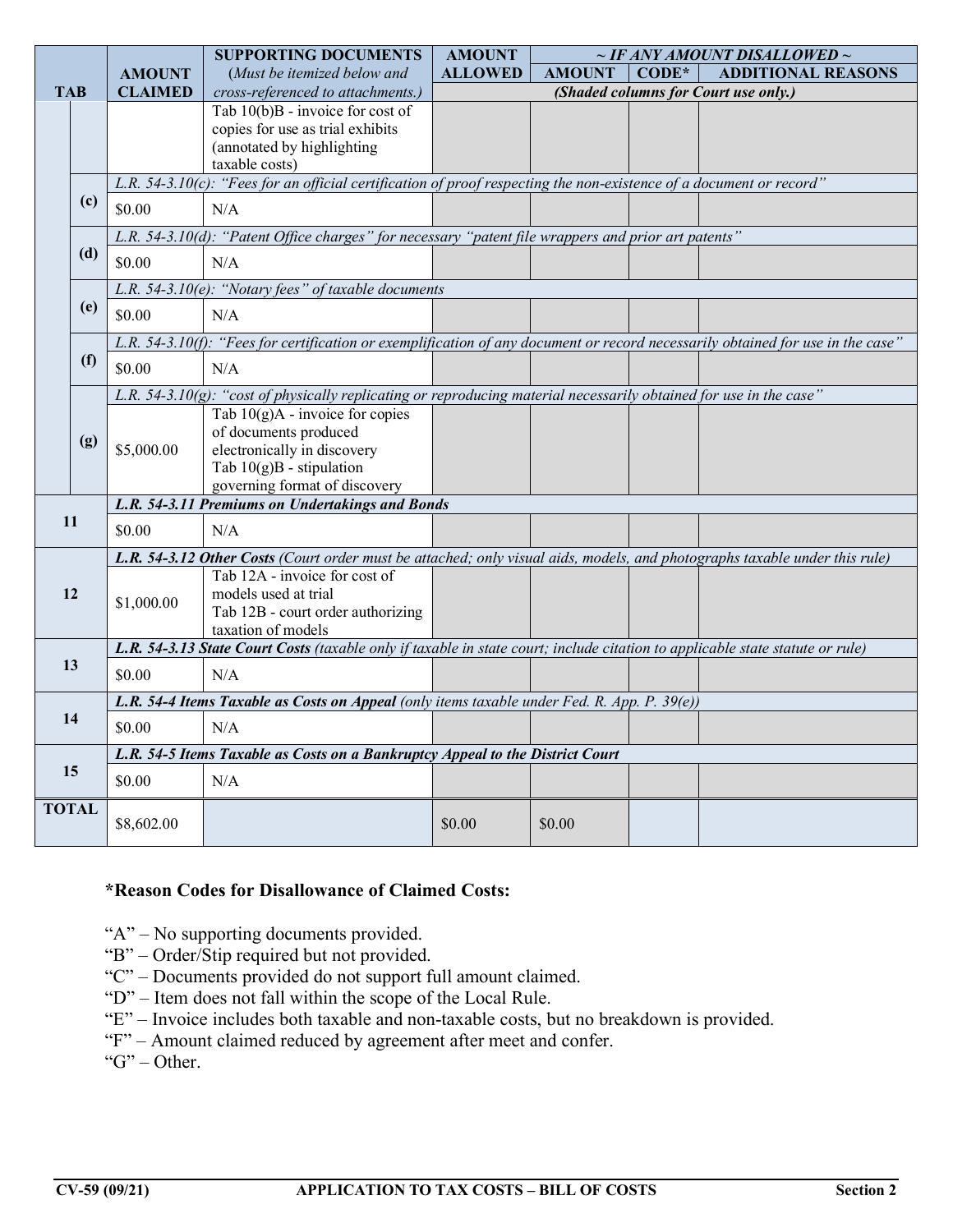| TAB | | AMOUNT CLAIMED | SUPPORTING DOCUMENTS (*Must be itemized below and cross-referenced to attachments.*) | AMOUNT ALLOWED | *~ IF ANY AMOUNT DISALLOWED ~* AMOUNT | CODE* | ADDITIONAL REASONS |
|---|---|---|---|---|---|---|---|
| | | | | ***(Shaded columns for Court use only.)*** | | | |
| | | | Tab 10(b)B - invoice for cost of copies for use as trial exhibits (annotated by highlighting taxable costs) | | | | |
| | (c) | *L.R. 54-3.10(c): "Fees for an official certification of proof respecting the non-existence of a document or record"* | | | | | |
| | | $0.00 | N/A | | | | |
| | (d) | *L.R. 54-3.10(d): "Patent Office charges" for necessary "patent file wrappers and prior art patents"* | | | | | |
| | | $0.00 | N/A | | | | |
| | (e) | *L.R. 54-3.10(e): "Notary fees" of taxable documents* | | | | | |
| | | $0.00 | N/A | | | | |
| | (f) | *L.R. 54-3.10(f): "Fees for certification or exemplification of any document or record necessarily obtained for use in the case"* | | | | | |
| | | $0.00 | N/A | | | | |
| | (g) | *L.R. 54-3.10(g): "cost of physically replicating or reproducing material necessarily obtained for use in the case"* | | | | | |
| | | $5,000.00 | Tab 10(g)A - invoice for copies of documents produced electronically in discovery<br>Tab 10(g)B - stipulation governing format of discovery | | | | |
| 11 | | ***L.R. 54-3.11 Premiums on Undertakings and Bonds*** | | | | | |
| | | $0.00 | N/A | | | | |
| 12 | | ***L.R. 54-3.12 Other Costs*** *(Court order must be attached; only visual aids, models, and photographs taxable under this rule)* | | | | | |
| | | $1,000.00 | Tab 12A - invoice for cost of models used at trial<br>Tab 12B - court order authorizing taxation of models | | | | |
| 13 | | ***L.R. 54-3.13 State Court Costs*** *(taxable only if taxable in state court; include citation to applicable state statute or rule)* | | | | | |
| | | $0.00 | N/A | | | | |
| 14 | | ***L.R. 54-4 Items Taxable as Costs on Appeal*** *(only items taxable under Fed. R. App. P. 39(e))* | | | | | |
| | | $0.00 | N/A | | | | |
| 15 | | ***L.R. 54-5 Items Taxable as Costs on a Bankruptcy Appeal to the District Court*** | | | | | |
| | | $0.00 | N/A | | | | |
| **TOTAL** | | $8,602.00 | | $0.00 | $0.00 | | |

**\*Reason Codes for Disallowance of Claimed Costs:**

"A" – No supporting documents provided.
"B" – Order/Stip required but not provided.
"C" – Documents provided do not support full amount claimed.
"D" – Item does not fall within the scope of the Local Rule.
"E" – Invoice includes both taxable and non-taxable costs, but no breakdown is provided.
"F" – Amount claimed reduced by agreement after meet and confer.
"G" – Other.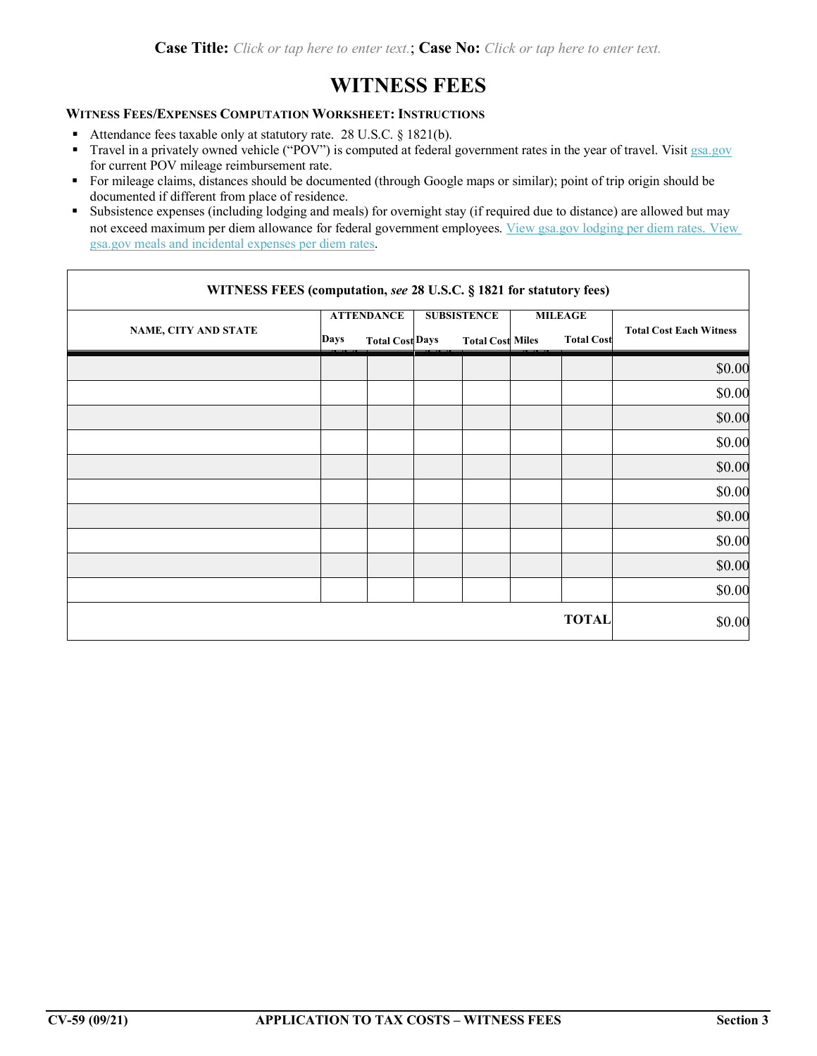**Case Title:** *Click or tap here to enter text.*; **Case No:** *Click or tap here to enter text.*

# WITNESS FEES

### WITNESS FEES/EXPENSES COMPUTATION WORKSHEET: INSTRUCTIONS

- Attendance fees taxable only at statutory rate. 28 U.S.C. § 1821(b).
- Travel in a privately owned vehicle ("POV") is computed at federal government rates in the year of travel. Visit gsa.gov for current POV mileage reimbursement rate.
- For mileage claims, distances should be documented (through Google maps or similar); point of trip origin should be documented if different from place of residence.
- Subsistence expenses (including lodging and meals) for overnight stay (if required due to distance) are allowed but may not exceed maximum per diem allowance for federal government employees. View gsa.gov lodging per diem rates. View gsa.gov meals and incidental expenses per diem rates.

**WITNESS FEES (computation, *see* 28 U.S.C. § 1821 for statutory fees)**

| NAME, CITY AND STATE | ATTENDANCE | | SUBSISTENCE | | MILEAGE | | Total Cost Each Witness |
|---|---|---|---|---|---|---|---|
| | Days | Total Cost | Days | Total Cost | Miles | Total Cost | |
| | | | | | | | $0.00 |
| | | | | | | | $0.00 |
| | | | | | | | $0.00 |
| | | | | | | | $0.00 |
| | | | | | | | $0.00 |
| | | | | | | | $0.00 |
| | | | | | | | $0.00 |
| | | | | | | | $0.00 |
| | | | | | | | $0.00 |
| | | | | | | | $0.00 |
| | | | | | | **TOTAL** | $0.00 |

**CV-59 (09/21)** **APPLICATION TO TAX COSTS – WITNESS FEES** **Section 3**